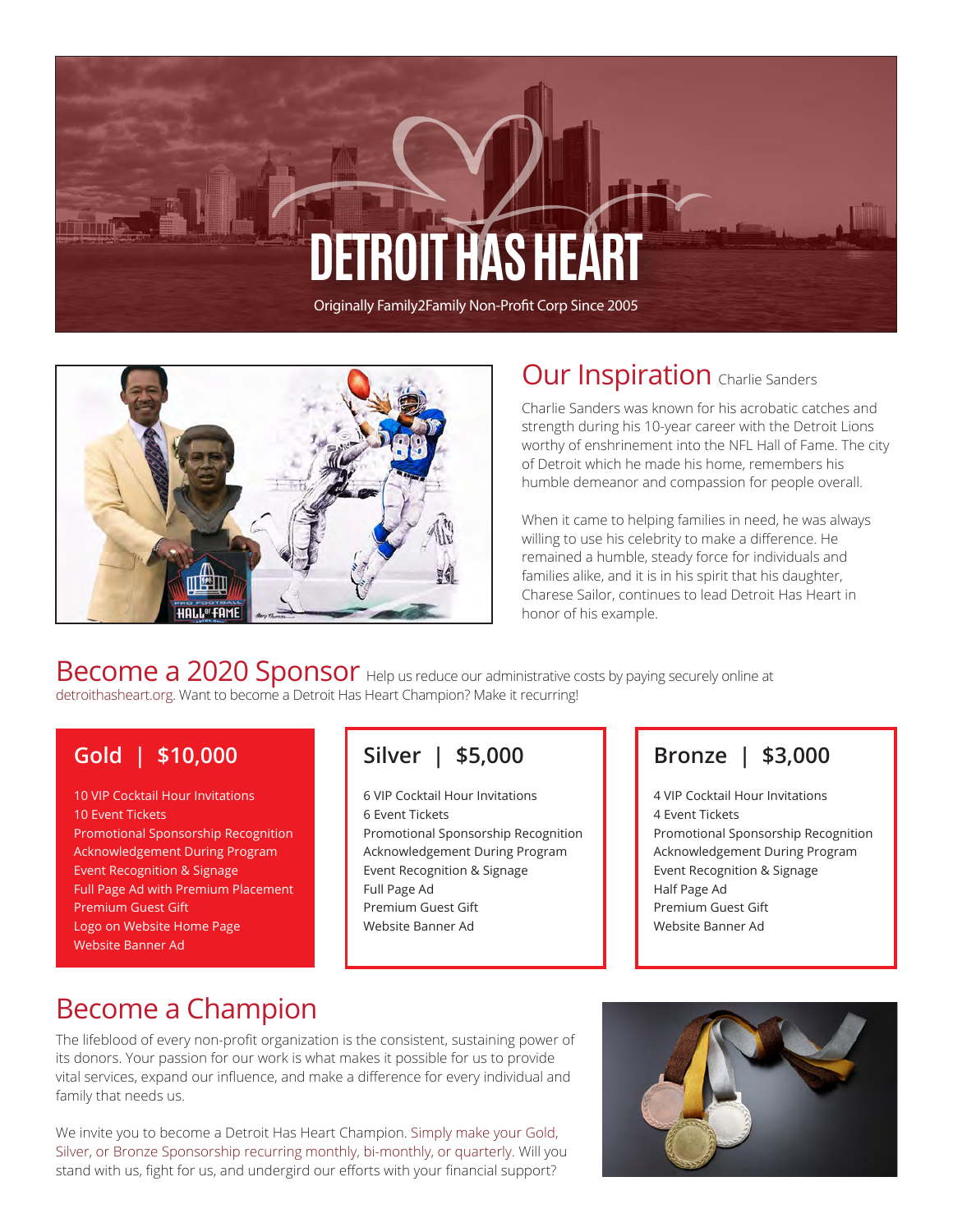# DETROIT HAS HEART

Originally Family2Family Non-Profit Corp Since 2005

## Our Inspiration Charlie Sanders

Charlie Sanders was known for his acrobatic catches and strength during his 10-year career with the Detroit Lions worthy of enshrinement into the NFL Hall of Fame. The city of Detroit which he made his home, remembers his humble demeanor and compassion for people overall.

When it came to helping families in need, he was always willing to use his celebrity to make a difference. He remained a humble, steady force for individuals and families alike, and it is in his spirit that his daughter, Charese Sailor, continues to lead Detroit Has Heart in honor of his example.

## Become a 2020 Sponsor

Help us reduce our administrative costs by paying securely online at detroithasheart.org. Want to become a Detroit Has Heart Champion? Make it recurring!

### Gold | $10,000

- 10 VIP Cocktail Hour Invitations
- 10 Event Tickets
- Promotional Sponsorship Recognition
- Acknowledgement During Program
- Event Recognition & Signage
- Full Page Ad with Premium Placement
- Premium Guest Gift
- Logo on Website Home Page
- Website Banner Ad

### Silver | $5,000

- 6 VIP Cocktail Hour Invitations
- 6 Event Tickets
- Promotional Sponsorship Recognition
- Acknowledgement During Program
- Event Recognition & Signage
- Full Page Ad
- Premium Guest Gift
- Website Banner Ad

### Bronze | $3,000

- 4 VIP Cocktail Hour Invitations
- 4 Event Tickets
- Promotional Sponsorship Recognition
- Acknowledgement During Program
- Event Recognition & Signage
- Half Page Ad
- Premium Guest Gift
- Website Banner Ad

## Become a Champion

The lifeblood of every non-profit organization is the consistent, sustaining power of its donors. Your passion for our work is what makes it possible for us to provide vital services, expand our influence, and make a difference for every individual and family that needs us.

We invite you to become a Detroit Has Heart Champion. Simply make your Gold, Silver, or Bronze Sponsorship recurring monthly, bi-monthly, or quarterly. Will you stand with us, fight for us, and undergird our efforts with your financial support?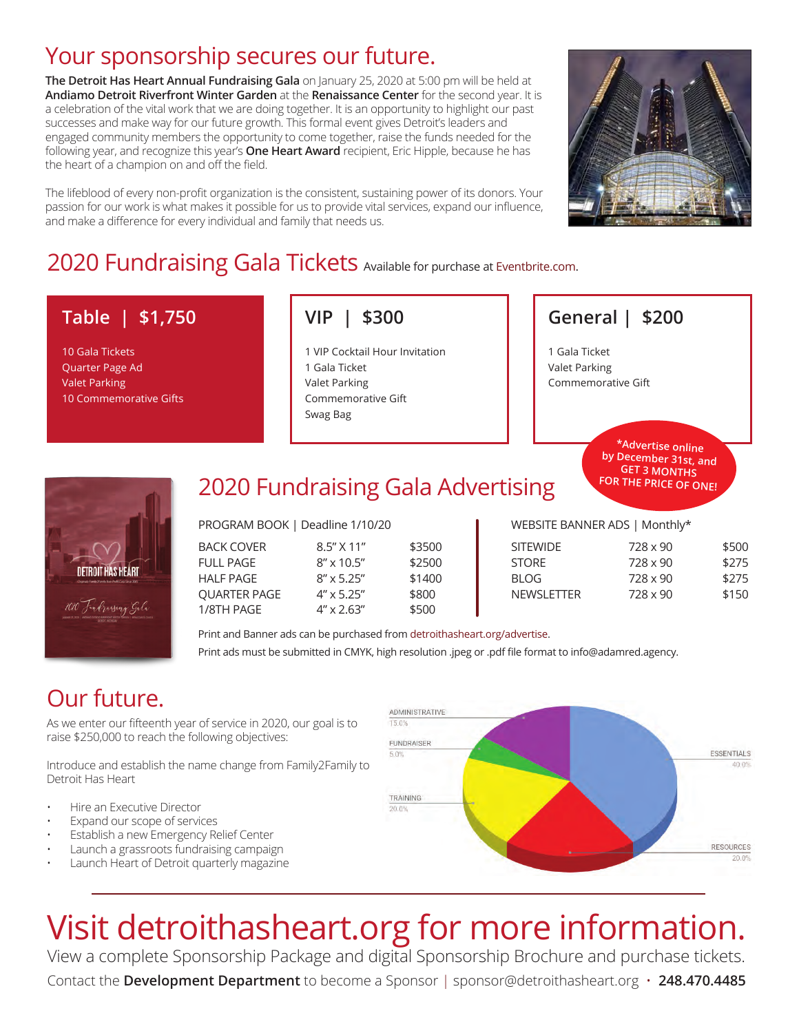# Your sponsorship secures our future.

**The Detroit Has Heart Annual Fundraising Gala** on January 25, 2020 at 5:00 pm will be held at **Andiamo Detroit Riverfront Winter Garden** at the **Renaissance Center** for the second year. It is a celebration of the vital work that we are doing together. It is an opportunity to highlight our past successes and make way for our future growth. This formal event gives Detroit's leaders and engaged community members the opportunity to come together, raise the funds needed for the following year, and recognize this year's **One Heart Award** recipient, Eric Hipple, because he has the heart of a champion on and off the field.

The lifeblood of every non-profit organization is the consistent, sustaining power of its donors. Your passion for our work is what makes it possible for us to provide vital services, expand our influence, and make a difference for every individual and family that needs us.

## 2020 Fundraising Gala Tickets

Available for purchase at Eventbrite.com.

### Table | $1,750

10 Gala Tickets
Quarter Page Ad
Valet Parking
10 Commemorative Gifts

### VIP | $300

1 VIP Cocktail Hour Invitation
1 Gala Ticket
Valet Parking
Commemorative Gift
Swag Bag

### General | $200

1 Gala Ticket
Valet Parking
Commemorative Gift

*Advertise online by December 31st, and GET 3 MONTHS FOR THE PRICE OF ONE!

## 2020 Fundraising Gala Advertising

PROGRAM BOOK | Deadline 1/10/20

| | | |
|---|---|---|
| BACK COVER | 8.5" X 11" | $3500 |
| FULL PAGE | 8" x 10.5" | $2500 |
| HALF PAGE | 8" x 5.25" | $1400 |
| QUARTER PAGE | 4" x 5.25" | $800 |
| 1/8TH PAGE | 4" x 2.63" | $500 |

WEBSITE BANNER ADS | Monthly*

| | | |
|---|---|---|
| SITEWIDE | 728 x 90 | $500 |
| STORE | 728 x 90 | $275 |
| BLOG | 728 x 90 | $275 |
| NEWSLETTER | 728 x 90 | $150 |

Print and Banner ads can be purchased from detroithasheart.org/advertise.

Print ads must be submitted in CMYK, high resolution .jpeg or .pdf file format to info@adamred.agency.

## Our future.

As we enter our fifteenth year of service in 2020, our goal is to raise $250,000 to reach the following objectives:

Introduce and establish the name change from Family2Family to Detroit Has Heart

- Hire an Executive Director
- Expand our scope of services
- Establish a new Emergency Relief Center
- Launch a grassroots fundraising campaign
- Launch Heart of Detroit quarterly magazine

ADMINISTRATIVE 15.0%
FUNDRAISER 5.0%
TRAINING 20.0%
ESSENTIALS 40.0%
RESOURCES 20.0%

# Visit detroithasheart.org for more information.

View a complete Sponsorship Package and digital Sponsorship Brochure and purchase tickets.

Contact the **Development Department** to become a Sponsor | sponsor@detroithasheart.org · **248.470.4485**